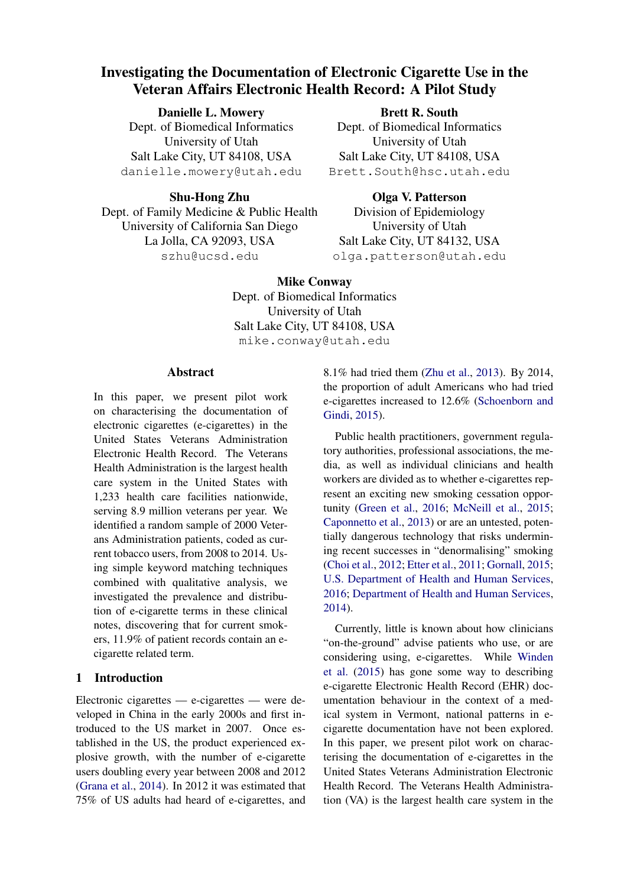# Investigating the Documentation of Electronic Cigarette Use in the Veteran Affairs Electronic Health Record: A Pilot Study

**Danielle L. Mowery**
Dept. of Biomedical Informatics
University of Utah
Salt Lake City, UT 84108, USA
danielle.mowery@utah.edu

**Brett R. South**
Dept. of Biomedical Informatics
University of Utah
Salt Lake City, UT 84108, USA
Brett.South@hsc.utah.edu

**Shu-Hong Zhu**
Dept. of Family Medicine & Public Health
University of California San Diego
La Jolla, CA 92093, USA
szhu@ucsd.edu

**Olga V. Patterson**
Division of Epidemiology
University of Utah
Salt Lake City, UT 84132, USA
olga.patterson@utah.edu

**Mike Conway**
Dept. of Biomedical Informatics
University of Utah
Salt Lake City, UT 84108, USA
mike.conway@utah.edu

## Abstract

In this paper, we present pilot work on characterising the documentation of electronic cigarettes (e-cigarettes) in the United States Veterans Administration Electronic Health Record. The Veterans Health Administration is the largest health care system in the United States with 1,233 health care facilities nationwide, serving 8.9 million veterans per year. We identified a random sample of 2000 Veterans Administration patients, coded as current tobacco users, from 2008 to 2014. Using simple keyword matching techniques combined with qualitative analysis, we investigated the prevalence and distribution of e-cigarette terms in these clinical notes, discovering that for current smokers, 11.9% of patient records contain an e-cigarette related term.

## 1 Introduction

Electronic cigarettes — e-cigarettes — were developed in China in the early 2000s and first introduced to the US market in 2007. Once established in the US, the product experienced explosive growth, with the number of e-cigarette users doubling every year between 2008 and 2012 (Grana et al., 2014). In 2012 it was estimated that 75% of US adults had heard of e-cigarettes, and 8.1% had tried them (Zhu et al., 2013). By 2014, the proportion of adult Americans who had tried e-cigarettes increased to 12.6% (Schoenborn and Gindi, 2015).

Public health practitioners, government regulatory authorities, professional associations, the media, as well as individual clinicians and health workers are divided as to whether e-cigarettes represent an exciting new smoking cessation opportunity (Green et al., 2016; McNeill et al., 2015; Caponnetto et al., 2013) or are an untested, potentially dangerous technology that risks undermining recent successes in "denormalising" smoking (Choi et al., 2012; Etter et al., 2011; Gornall, 2015; U.S. Department of Health and Human Services, 2016; Department of Health and Human Services, 2014).

Currently, little is known about how clinicians "on-the-ground" advise patients who use, or are considering using, e-cigarettes. While Winden et al. (2015) has gone some way to describing e-cigarette Electronic Health Record (EHR) documentation behaviour in the context of a medical system in Vermont, national patterns in e-cigarette documentation have not been explored. In this paper, we present pilot work on characterising the documentation of e-cigarettes in the United States Veterans Administration Electronic Health Record. The Veterans Health Administration (VA) is the largest health care system in the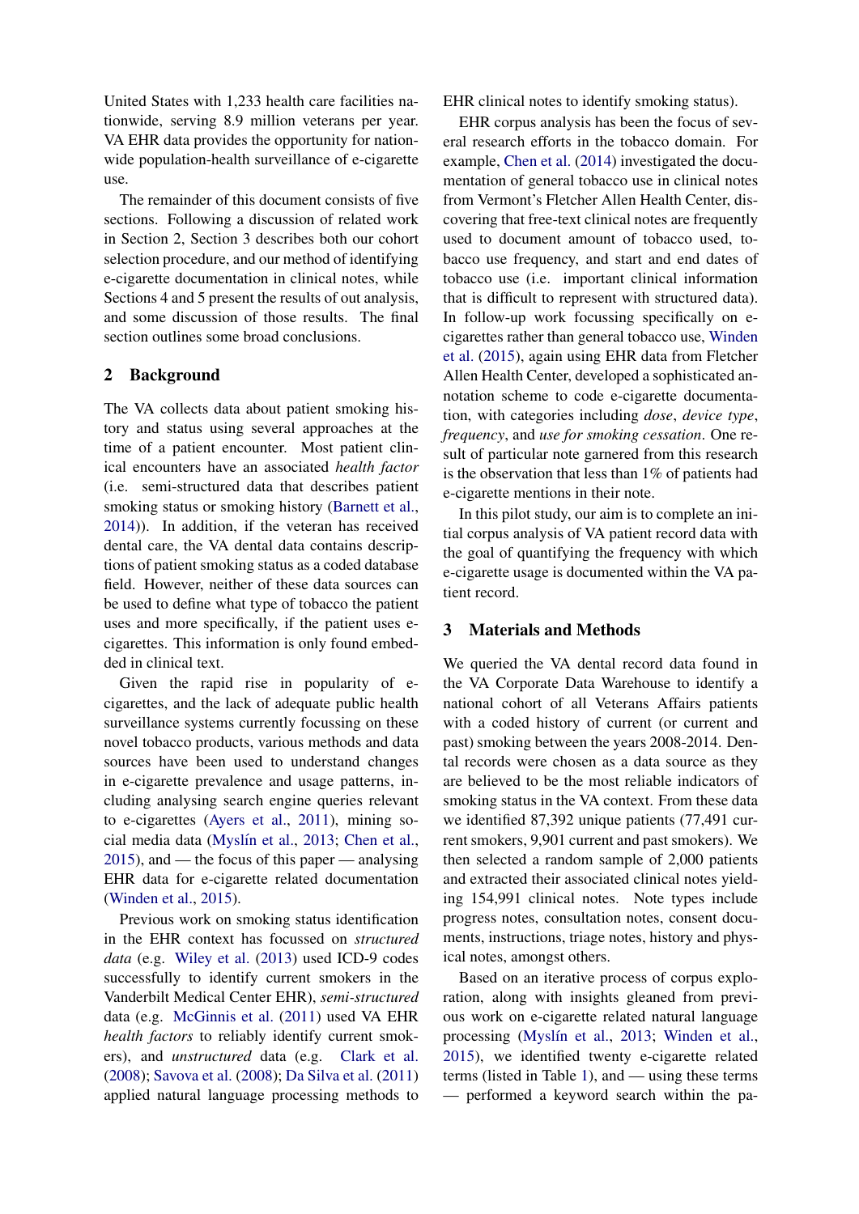United States with 1,233 health care facilities nationwide, serving 8.9 million veterans per year. VA EHR data provides the opportunity for nationwide population-health surveillance of e-cigarette use.

The remainder of this document consists of five sections. Following a discussion of related work in Section 2, Section 3 describes both our cohort selection procedure, and our method of identifying e-cigarette documentation in clinical notes, while Sections 4 and 5 present the results of out analysis, and some discussion of those results. The final section outlines some broad conclusions.

## 2 Background

The VA collects data about patient smoking history and status using several approaches at the time of a patient encounter. Most patient clinical encounters have an associated *health factor* (i.e. semi-structured data that describes patient smoking status or smoking history (Barnett et al., 2014)). In addition, if the veteran has received dental care, the VA dental data contains descriptions of patient smoking status as a coded database field. However, neither of these data sources can be used to define what type of tobacco the patient uses and more specifically, if the patient uses e-cigarettes. This information is only found embedded in clinical text.

Given the rapid rise in popularity of e-cigarettes, and the lack of adequate public health surveillance systems currently focussing on these novel tobacco products, various methods and data sources have been used to understand changes in e-cigarette prevalence and usage patterns, including analysing search engine queries relevant to e-cigarettes (Ayers et al., 2011), mining social media data (Myslín et al., 2013; Chen et al., 2015), and — the focus of this paper — analysing EHR data for e-cigarette related documentation (Winden et al., 2015).

Previous work on smoking status identification in the EHR context has focussed on *structured data* (e.g. Wiley et al. (2013) used ICD-9 codes successfully to identify current smokers in the Vanderbilt Medical Center EHR), *semi-structured* data (e.g. McGinnis et al. (2011) used VA EHR *health factors* to reliably identify current smokers), and *unstructured* data (e.g. Clark et al. (2008); Savova et al. (2008); Da Silva et al. (2011) applied natural language processing methods to EHR clinical notes to identify smoking status).

EHR corpus analysis has been the focus of several research efforts in the tobacco domain. For example, Chen et al. (2014) investigated the documentation of general tobacco use in clinical notes from Vermont's Fletcher Allen Health Center, discovering that free-text clinical notes are frequently used to document amount of tobacco used, tobacco use frequency, and start and end dates of tobacco use (i.e. important clinical information that is difficult to represent with structured data). In follow-up work focussing specifically on e-cigarettes rather than general tobacco use, Winden et al. (2015), again using EHR data from Fletcher Allen Health Center, developed a sophisticated annotation scheme to code e-cigarette documentation, with categories including *dose*, *device type*, *frequency*, and *use for smoking cessation*. One result of particular note garnered from this research is the observation that less than 1% of patients had e-cigarette mentions in their note.

In this pilot study, our aim is to complete an initial corpus analysis of VA patient record data with the goal of quantifying the frequency with which e-cigarette usage is documented within the VA patient record.

## 3 Materials and Methods

We queried the VA dental record data found in the VA Corporate Data Warehouse to identify a national cohort of all Veterans Affairs patients with a coded history of current (or current and past) smoking between the years 2008-2014. Dental records were chosen as a data source as they are believed to be the most reliable indicators of smoking status in the VA context. From these data we identified 87,392 unique patients (77,491 current smokers, 9,901 current and past smokers). We then selected a random sample of 2,000 patients and extracted their associated clinical notes yielding 154,991 clinical notes. Note types include progress notes, consultation notes, consent documents, instructions, triage notes, history and physical notes, amongst others.

Based on an iterative process of corpus exploration, along with insights gleaned from previous work on e-cigarette related natural language processing (Myslín et al., 2013; Winden et al., 2015), we identified twenty e-cigarette related terms (listed in Table 1), and — using these terms — performed a keyword search within the pa-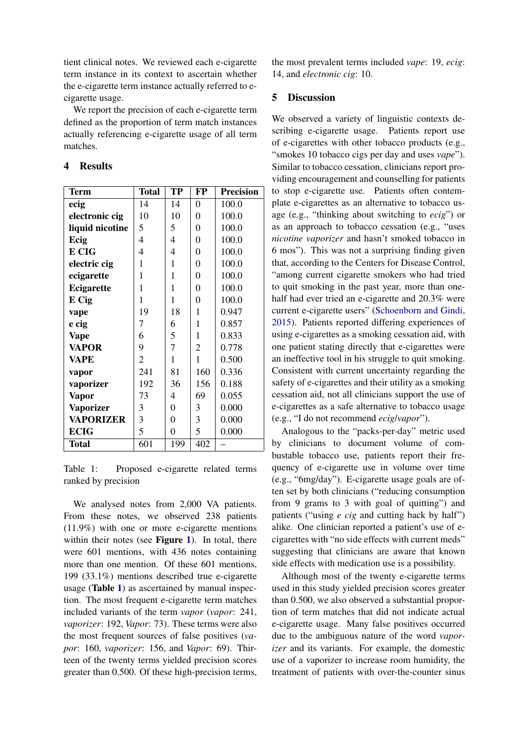tient clinical notes. We reviewed each e-cigarette term instance in its context to ascertain whether the e-cigarette term instance actually referred to e-cigarette usage.

We report the precision of each e-cigarette term defined as the proportion of term match instances actually referencing e-cigarette usage of all term matches.

## 4 Results

| Term | Total | TP | FP | Precision |
|---|---|---|---|---|
| **ecig** | 14 | 14 | 0 | 100.0 |
| **electronic cig** | 10 | 10 | 0 | 100.0 |
| **liquid nicotine** | 5 | 5 | 0 | 100.0 |
| **Ecig** | 4 | 4 | 0 | 100.0 |
| **E CIG** | 4 | 4 | 0 | 100.0 |
| **electric cig** | 1 | 1 | 0 | 100.0 |
| **ecigarette** | 1 | 1 | 0 | 100.0 |
| **Ecigarette** | 1 | 1 | 0 | 100.0 |
| **E Cig** | 1 | 1 | 0 | 100.0 |
| **vape** | 19 | 18 | 1 | 0.947 |
| **e cig** | 7 | 6 | 1 | 0.857 |
| **Vape** | 6 | 5 | 1 | 0.833 |
| **VAPOR** | 9 | 7 | 2 | 0.778 |
| **VAPE** | 2 | 1 | 1 | 0.500 |
| **vapor** | 241 | 81 | 160 | 0.336 |
| **vaporizer** | 192 | 36 | 156 | 0.188 |
| **Vapor** | 73 | 4 | 69 | 0.055 |
| **Vaporizer** | 3 | 0 | 3 | 0.000 |
| **VAPORIZER** | 3 | 0 | 3 | 0.000 |
| **ECIG** | 5 | 0 | 5 | 0.000 |
| **Total** | 601 | 199 | 402 | – |

Table 1: Proposed e-cigarette related terms ranked by precision

We analysed notes from 2,000 VA patients. From these notes, we observed 238 patients (11.9%) with one or more e-cigarette mentions within their notes (see **Figure 1**). In total, there were 601 mentions, with 436 notes containing more than one mention. Of these 601 mentions, 199 (33.1%) mentions described true e-cigarette usage (**Table 1**) as ascertained by manual inspection. The most frequent e-cigarette term matches included variants of the term *vapor* (*vapor*: 241, *vaporizer*: 192, *Vapor*: 73). These terms were also the most frequent sources of false positives (*vapor*: 160, *vaporizer*: 156, and *Vapor*: 69). Thirteen of the twenty terms yielded precision scores greater than 0.500. Of these high-precision terms, the most prevalent terms included *vape*: 19, *ecig*: 14, and *electronic cig*: 10.

## 5 Discussion

We observed a variety of linguistic contexts describing e-cigarette usage. Patients report use of e-cigarettes with other tobacco products (e.g., "smokes 10 tobacco cigs per day and uses *vape*"). Similar to tobacco cessation, clinicians report providing encouragement and counselling for patients to stop e-cigarette use. Patients often contemplate e-cigarettes as an alternative to tobacco usage (e.g., "thinking about switching to *ecig*") or as an approach to tobacco cessation (e.g., "uses *nicotine vaporizer* and hasn't smoked tobacco in 6 mos"). This was not a surprising finding given that, according to the Centers for Disease Control, "among current cigarette smokers who had tried to quit smoking in the past year, more than one-half had ever tried an e-cigarette and 20.3% were current e-cigarette users" (Schoenborn and Gindi, 2015). Patients reported differing experiences of using e-cigarettes as a smoking cessation aid, with one patient stating directly that e-cigarettes were an ineffective tool in his struggle to quit smoking. Consistent with current uncertainty regarding the safety of e-cigarettes and their utility as a smoking cessation aid, not all clinicians support the use of e-cigarettes as a safe alternative to tobacco usage (e.g., "I do not recommend *ecig*/*vapor*").

Analogous to the "packs-per-day" metric used by clinicians to document volume of combustable tobacco use, patients report their frequency of e-cigarette use in volume over time (e.g., "6mg/day"). E-cigarette usage goals are often set by both clinicians ("reducing consumption from 9 grams to 3 with goal of quitting") and patients ("using *e cig* and cutting back by half") alike. One clinician reported a patient's use of e-cigarettes with "no side effects with current meds" suggesting that clinicians are aware that known side effects with medication use is a possibility.

Although most of the twenty e-cigarette terms used in this study yielded precision scores greater than 0.500, we also observed a substantial proportion of term matches that did not indicate actual e-cigarette usage. Many false positives occurred due to the ambiguous nature of the word *vaporizer* and its variants. For example, the domestic use of a vaporizer to increase room humidity, the treatment of patients with over-the-counter sinus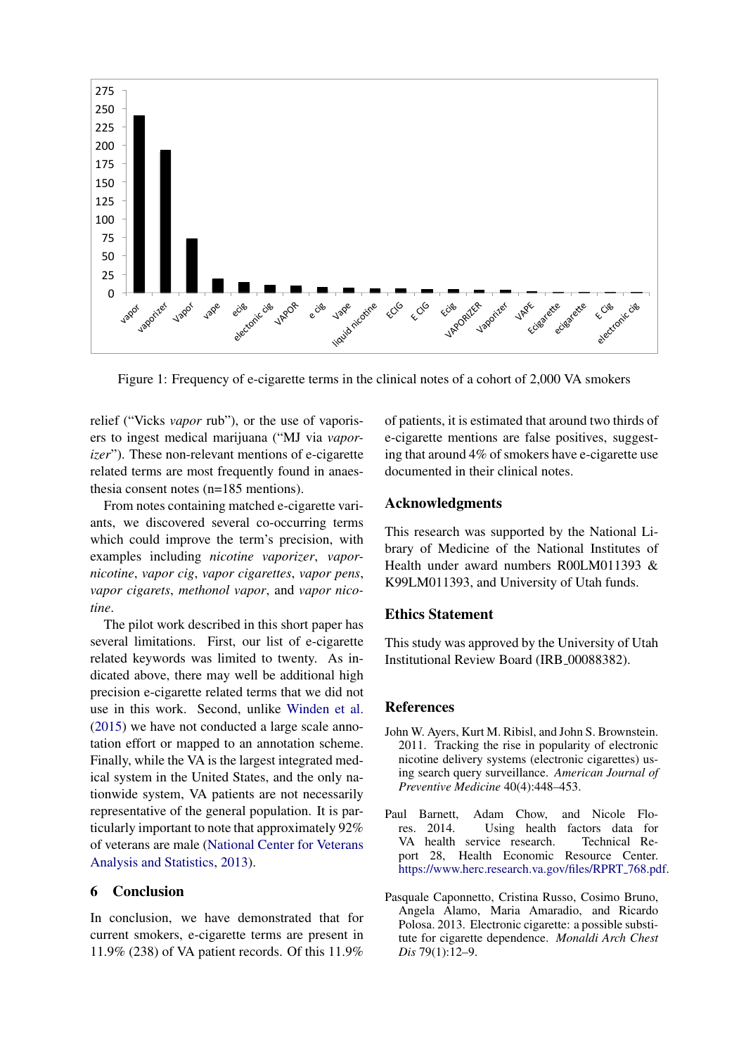Figure 1: Frequency of e-cigarette terms in the clinical notes of a cohort of 2,000 VA smokers

relief ("Vicks *vapor* rub"), or the use of vaporisers to ingest medical marijuana ("MJ via *vaporizer*"). These non-relevant mentions of e-cigarette related terms are most frequently found in anaesthesia consent notes (n=185 mentions).

From notes containing matched e-cigarette variants, we discovered several co-occurring terms which could improve the term's precision, with examples including *nicotine vaporizer*, *vapor-nicotine*, *vapor cig*, *vapor cigarettes*, *vapor pens*, *vapor cigarets*, *methonol vapor*, and *vapor nicotine*.

The pilot work described in this short paper has several limitations. First, our list of e-cigarette related keywords was limited to twenty. As indicated above, there may well be additional high precision e-cigarette related terms that we did not use in this work. Second, unlike Winden et al. (2015) we have not conducted a large scale annotation effort or mapped to an annotation scheme. Finally, while the VA is the largest integrated medical system in the United States, and the only nationwide system, VA patients are not necessarily representative of the general population. It is particularly important to note that approximately 92% of veterans are male (National Center for Veterans Analysis and Statistics, 2013).

## 6 Conclusion

In conclusion, we have demonstrated that for current smokers, e-cigarette terms are present in 11.9% (238) of VA patient records. Of this 11.9% of patients, it is estimated that around two thirds of e-cigarette mentions are false positives, suggesting that around 4% of smokers have e-cigarette use documented in their clinical notes.

## Acknowledgments

This research was supported by the National Library of Medicine of the National Institutes of Health under award numbers R00LM011393 & K99LM011393, and University of Utah funds.

## Ethics Statement

This study was approved by the University of Utah Institutional Review Board (IRB_00088382).

## References

John W. Ayers, Kurt M. Ribisl, and John S. Brownstein. 2011. Tracking the rise in popularity of electronic nicotine delivery systems (electronic cigarettes) using search query surveillance. *American Journal of Preventive Medicine* 40(4):448–453.

Paul Barnett, Adam Chow, and Nicole Flores. 2014. Using health factors data for VA health service research. Technical Report 28, Health Economic Resource Center. https://www.herc.research.va.gov/files/RPRT_768.pdf.

Pasquale Caponnetto, Cristina Russo, Cosimo Bruno, Angela Alamo, Maria Amaradio, and Ricardo Polosa. 2013. Electronic cigarette: a possible substitute for cigarette dependence. *Monaldi Arch Chest Dis* 79(1):12–9.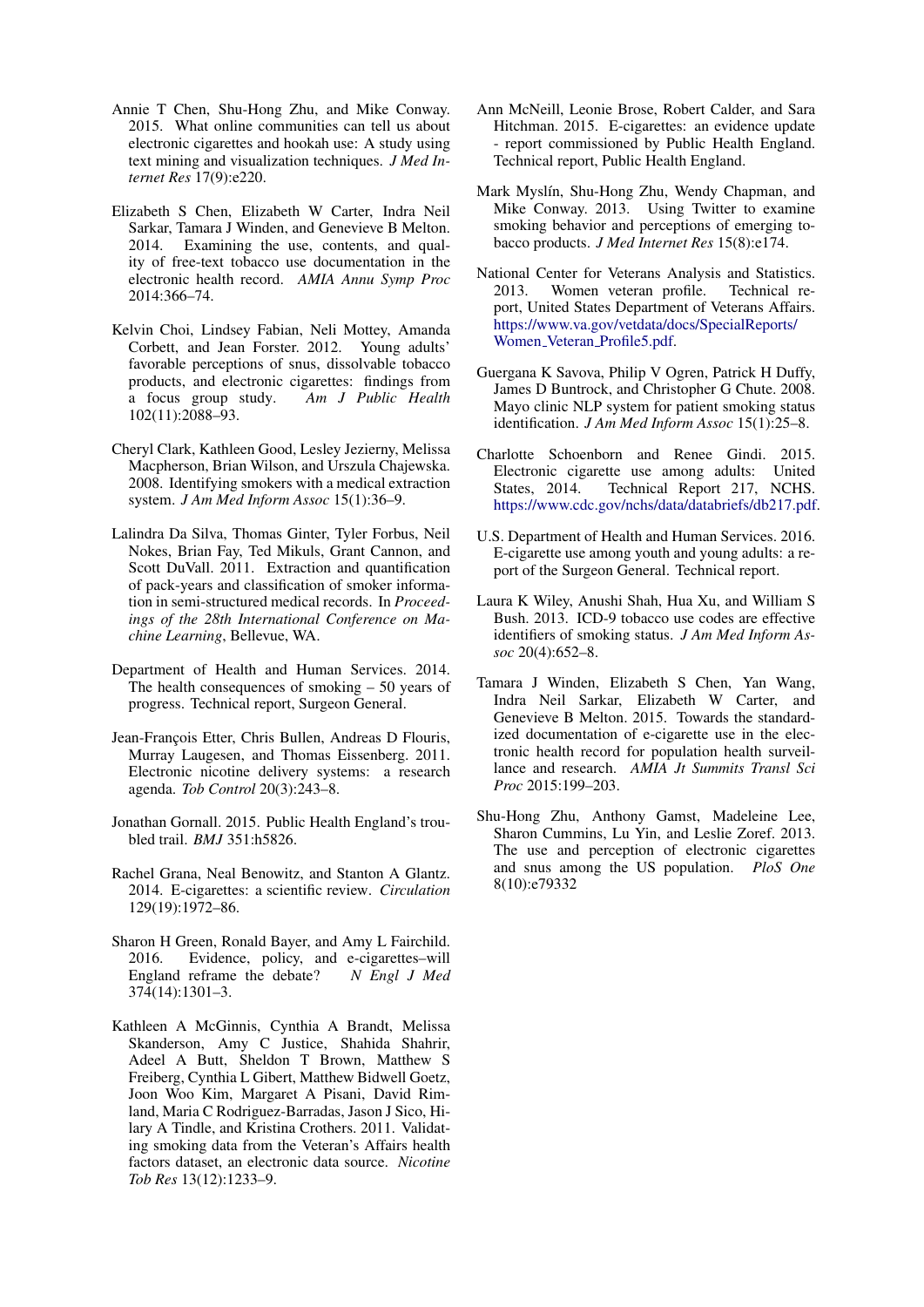Annie T Chen, Shu-Hong Zhu, and Mike Conway. 2015. What online communities can tell us about electronic cigarettes and hookah use: A study using text mining and visualization techniques. *J Med Internet Res* 17(9):e220.

Elizabeth S Chen, Elizabeth W Carter, Indra Neil Sarkar, Tamara J Winden, and Genevieve B Melton. 2014. Examining the use, contents, and quality of free-text tobacco use documentation in the electronic health record. *AMIA Annu Symp Proc* 2014:366–74.

Kelvin Choi, Lindsey Fabian, Neli Mottey, Amanda Corbett, and Jean Forster. 2012. Young adults' favorable perceptions of snus, dissolvable tobacco products, and electronic cigarettes: findings from a focus group study. *Am J Public Health* 102(11):2088–93.

Cheryl Clark, Kathleen Good, Lesley Jezierny, Melissa Macpherson, Brian Wilson, and Urszula Chajewska. 2008. Identifying smokers with a medical extraction system. *J Am Med Inform Assoc* 15(1):36–9.

Lalindra Da Silva, Thomas Ginter, Tyler Forbus, Neil Nokes, Brian Fay, Ted Mikuls, Grant Cannon, and Scott DuVall. 2011. Extraction and quantification of pack-years and classification of smoker information in semi-structured medical records. In *Proceedings of the 28th International Conference on Machine Learning*, Bellevue, WA.

Department of Health and Human Services. 2014. The health consequences of smoking – 50 years of progress. Technical report, Surgeon General.

Jean-François Etter, Chris Bullen, Andreas D Flouris, Murray Laugesen, and Thomas Eissenberg. 2011. Electronic nicotine delivery systems: a research agenda. *Tob Control* 20(3):243–8.

Jonathan Gornall. 2015. Public Health England's troubled trail. *BMJ* 351:h5826.

Rachel Grana, Neal Benowitz, and Stanton A Glantz. 2014. E-cigarettes: a scientific review. *Circulation* 129(19):1972–86.

Sharon H Green, Ronald Bayer, and Amy L Fairchild. 2016. Evidence, policy, and e-cigarettes–will England reframe the debate? *N Engl J Med* 374(14):1301–3.

Kathleen A McGinnis, Cynthia A Brandt, Melissa Skanderson, Amy C Justice, Shahida Shahrir, Adeel A Butt, Sheldon T Brown, Matthew S Freiberg, Cynthia L Gibert, Matthew Bidwell Goetz, Joon Woo Kim, Margaret A Pisani, David Rimland, Maria C Rodriguez-Barradas, Jason J Sico, Hilary A Tindle, and Kristina Crothers. 2011. Validating smoking data from the Veteran's Affairs health factors dataset, an electronic data source. *Nicotine Tob Res* 13(12):1233–9.

Ann McNeill, Leonie Brose, Robert Calder, and Sara Hitchman. 2015. E-cigarettes: an evidence update - report commissioned by Public Health England. Technical report, Public Health England.

Mark Myslín, Shu-Hong Zhu, Wendy Chapman, and Mike Conway. 2013. Using Twitter to examine smoking behavior and perceptions of emerging tobacco products. *J Med Internet Res* 15(8):e174.

National Center for Veterans Analysis and Statistics. 2013. Women veteran profile. Technical report, United States Department of Veterans Affairs. https://www.va.gov/vetdata/docs/SpecialReports/Women_Veteran_Profile5.pdf.

Guergana K Savova, Philip V Ogren, Patrick H Duffy, James D Buntrock, and Christopher G Chute. 2008. Mayo clinic NLP system for patient smoking status identification. *J Am Med Inform Assoc* 15(1):25–8.

Charlotte Schoenborn and Renee Gindi. 2015. Electronic cigarette use among adults: United States, 2014. Technical Report 217, NCHS. https://www.cdc.gov/nchs/data/databriefs/db217.pdf.

U.S. Department of Health and Human Services. 2016. E-cigarette use among youth and young adults: a report of the Surgeon General. Technical report.

Laura K Wiley, Anushi Shah, Hua Xu, and William S Bush. 2013. ICD-9 tobacco use codes are effective identifiers of smoking status. *J Am Med Inform Assoc* 20(4):652–8.

Tamara J Winden, Elizabeth S Chen, Yan Wang, Indra Neil Sarkar, Elizabeth W Carter, and Genevieve B Melton. 2015. Towards the standardized documentation of e-cigarette use in the electronic health record for population health surveillance and research. *AMIA Jt Summits Transl Sci Proc* 2015:199–203.

Shu-Hong Zhu, Anthony Gamst, Madeleine Lee, Sharon Cummins, Lu Yin, and Leslie Zoref. 2013. The use and perception of electronic cigarettes and snus among the US population. *PloS One* 8(10):e79332